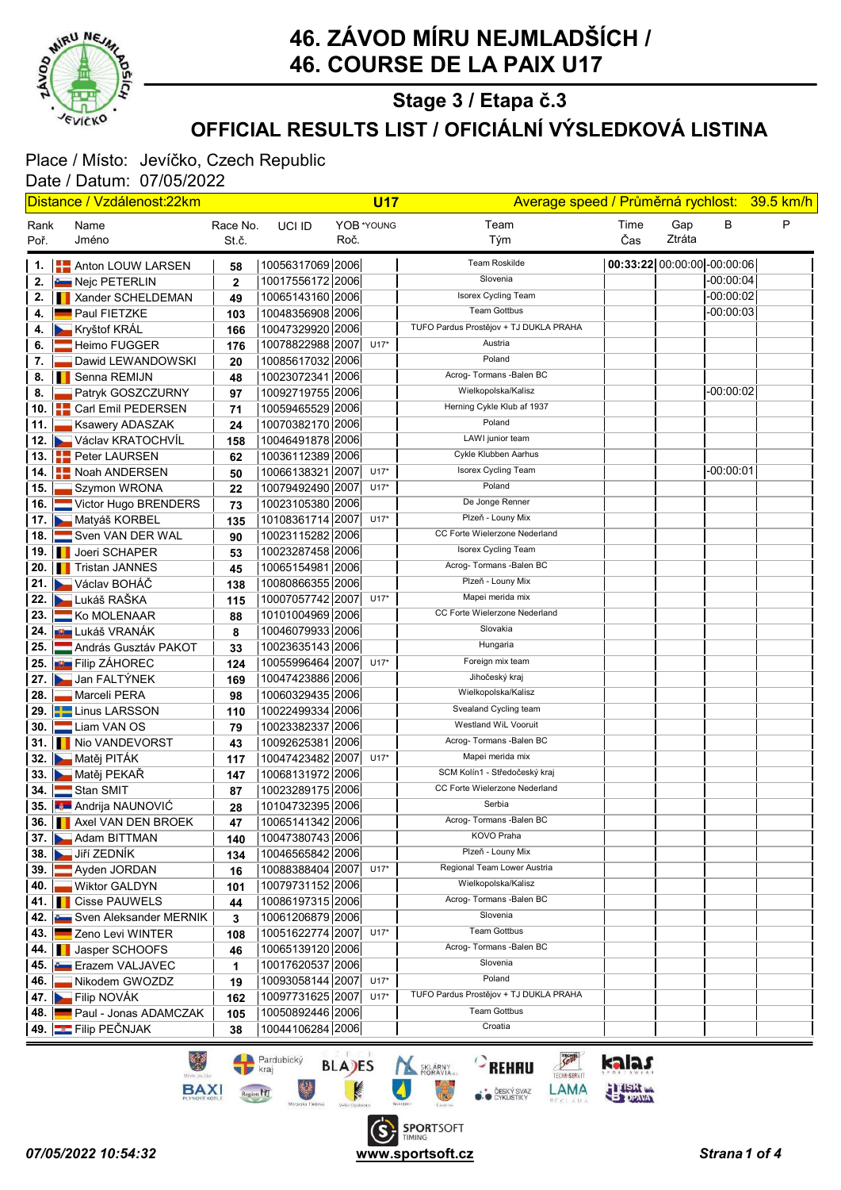# 46. ZÁVOD MÍRU NEJMLADŠÍCH / 46. COURSE DE LA PAIX U17

## Stage 3 / Etapa č.3

## OFFICIAL RESULTS LIST / OFICIÁLNÍ VÝSLEDKOVÁ LISTINA

Place / Místo: Jevíčko, Czech Republic
Date / Datum: 07/05/2022

Distance / Vzdálenost:22km | **U17** | Average speed / Průměrná rychlost: 39.5 km/h

| Rank Poř. | Name Jméno | Race No. St.č. | UCI ID | YOB Roč. | *YOUNG | Team Tým | Time Čas | Gap Ztráta | B | P |
|---|---|---|---|---|---|---|---|---|---|---|
| 1. | Anton LOUW LARSEN | 58 | 10056317069 | 2006 | | Team Roskilde | **00:33:22** | 00:00:00 | -00:00:06 | |
| 2. | Nejc PETERLIN | 2 | 10017556172 | 2006 | | Slovenia | | | -00:00:04 | |
| 2. | Xander SCHELDEMAN | 49 | 10065143160 | 2006 | | Isorex Cycling Team | | | -00:00:02 | |
| 4. | Paul FIETZKE | 103 | 10048356908 | 2006 | | Team Gottbus | | | -00:00:03 | |
| 4. | Kryštof KRÁL | 166 | 10047329920 | 2006 | | TUFO Pardus Prostějov + TJ DUKLA PRAHA | | | | |
| 6. | Heimo FUGGER | 176 | 10078822988 | 2007 | U17* | Austria | | | | |
| 7. | Dawid LEWANDOWSKI | 20 | 10085617032 | 2006 | | Poland | | | | |
| 8. | Senna REMIJN | 48 | 10023072341 | 2006 | | Acrog- Tormans -Balen BC | | | | |
| 8. | Patryk GOSZCZURNY | 97 | 10092719755 | 2006 | | Wielkopolska/Kalisz | | | -00:00:02 | |
| 10. | Carl Emil PEDERSEN | 71 | 10059465529 | 2006 | | Herning Cykle Klub af 1937 | | | | |
| 11. | Ksawery ADASZAK | 24 | 10070382170 | 2006 | | Poland | | | | |
| 12. | Václav KRATOCHVÍL | 158 | 10046491878 | 2006 | | LAWI junior team | | | | |
| 13. | Peter LAURSEN | 62 | 10036112389 | 2006 | | Cykle Klubben Aarhus | | | | |
| 14. | Noah ANDERSEN | 50 | 10066138321 | 2007 | U17* | Isorex Cycling Team | | | -00:00:01 | |
| 15. | Szymon WRONA | 22 | 10079492490 | 2007 | U17* | Poland | | | | |
| 16. | Victor Hugo BRENDERS | 73 | 10023105380 | 2006 | | De Jonge Renner | | | | |
| 17. | Matyáš KORBEL | 135 | 10108361714 | 2007 | U17* | Plzeň - Louny Mix | | | | |
| 18. | Sven VAN DER WAL | 90 | 10023115282 | 2006 | | CC Forte Wielerzone Nederland | | | | |
| 19. | Joeri SCHAPER | 53 | 10023287458 | 2006 | | Isorex Cycling Team | | | | |
| 20. | Tristan JANNES | 45 | 10065154981 | 2006 | | Acrog- Tormans -Balen BC | | | | |
| 21. | Václav BOHÁČ | 138 | 10080866355 | 2006 | | Plzeň - Louny Mix | | | | |
| 22. | Lukáš RAŠKA | 115 | 10007057742 | 2007 | U17* | Mapei merida mix | | | | |
| 23. | Ko MOLENAAR | 88 | 10101004969 | 2006 | | CC Forte Wielerzone Nederland | | | | |
| 24. | Lukáš VRANÁK | 8 | 10046079933 | 2006 | | Slovakia | | | | |
| 25. | András Gusztáv PAKOT | 33 | 10023635143 | 2006 | | Hungaria | | | | |
| 25. | Filip ZÁHOREC | 124 | 10055996464 | 2007 | U17* | Foreign mix team | | | | |
| 27. | Jan FALTÝNEK | 169 | 10047423886 | 2006 | | Jihočeský kraj | | | | |
| 28. | Marceli PERA | 98 | 10060329435 | 2006 | | Wielkopolska/Kalisz | | | | |
| 29. | Linus LARSSON | 110 | 10022499334 | 2006 | | Svealand Cycling team | | | | |
| 30. | Liam VAN OS | 79 | 10023382337 | 2006 | | Westland WiL Vooruit | | | | |
| 31. | Nio VANDEVORST | 43 | 10092625381 | 2006 | | Acrog- Tormans -Balen BC | | | | |
| 32. | Matěj PITÁK | 117 | 10047423482 | 2007 | U17* | Mapei merida mix | | | | |
| 33. | Matěj PEKAŘ | 147 | 10068131972 | 2006 | | SCM Kolín1 - Středočeský kraj | | | | |
| 34. | Stan SMIT | 87 | 10023289175 | 2006 | | CC Forte Wielerzone Nederland | | | | |
| 35. | Andrija NAUNOVIĆ | 28 | 10104732395 | 2006 | | Serbia | | | | |
| 36. | Axel VAN DEN BROEK | 47 | 10065141342 | 2006 | | Acrog- Tormans -Balen BC | | | | |
| 37. | Adam BITTMAN | 140 | 10047380743 | 2006 | | KOVO Praha | | | | |
| 38. | Jiří ZEDNÍK | 134 | 10046565842 | 2006 | | Plzeň - Louny Mix | | | | |
| 39. | Ayden JORDAN | 16 | 10088388404 | 2007 | U17* | Regional Team Lower Austria | | | | |
| 40. | Wiktor GALDYN | 101 | 10079731152 | 2006 | | Wielkopolska/Kalisz | | | | |
| 41. | Cisse PAUWELS | 44 | 10086197315 | 2006 | | Acrog- Tormans -Balen BC | | | | |
| 42. | Sven Aleksander MERNIK | 3 | 10061206879 | 2006 | | Slovenia | | | | |
| 43. | Zeno Levi WINTER | 108 | 10051622774 | 2007 | U17* | Team Gottbus | | | | |
| 44. | Jasper SCHOOFS | 46 | 10065139120 | 2006 | | Acrog- Tormans -Balen BC | | | | |
| 45. | Erazem VALJAVEC | 1 | 10017620537 | 2006 | | Slovenia | | | | |
| 46. | Nikodem GWOZDZ | 19 | 10093058144 | 2007 | U17* | Poland | | | | |
| 47. | Filip NOVÁK | 162 | 10097731625 | 2007 | U17* | TUFO Pardus Prostějov + TJ DUKLA PRAHA | | | | |
| 48. | Paul - Jonas ADAMCZAK | 105 | 10050892446 | 2006 | | Team Gottbus | | | | |
| 49. | Filip PEČNJAK | 38 | 10044106284 | 2006 | | Croatia | | | | |

*07/05/2022 10:54:32* www.sportsoft.cz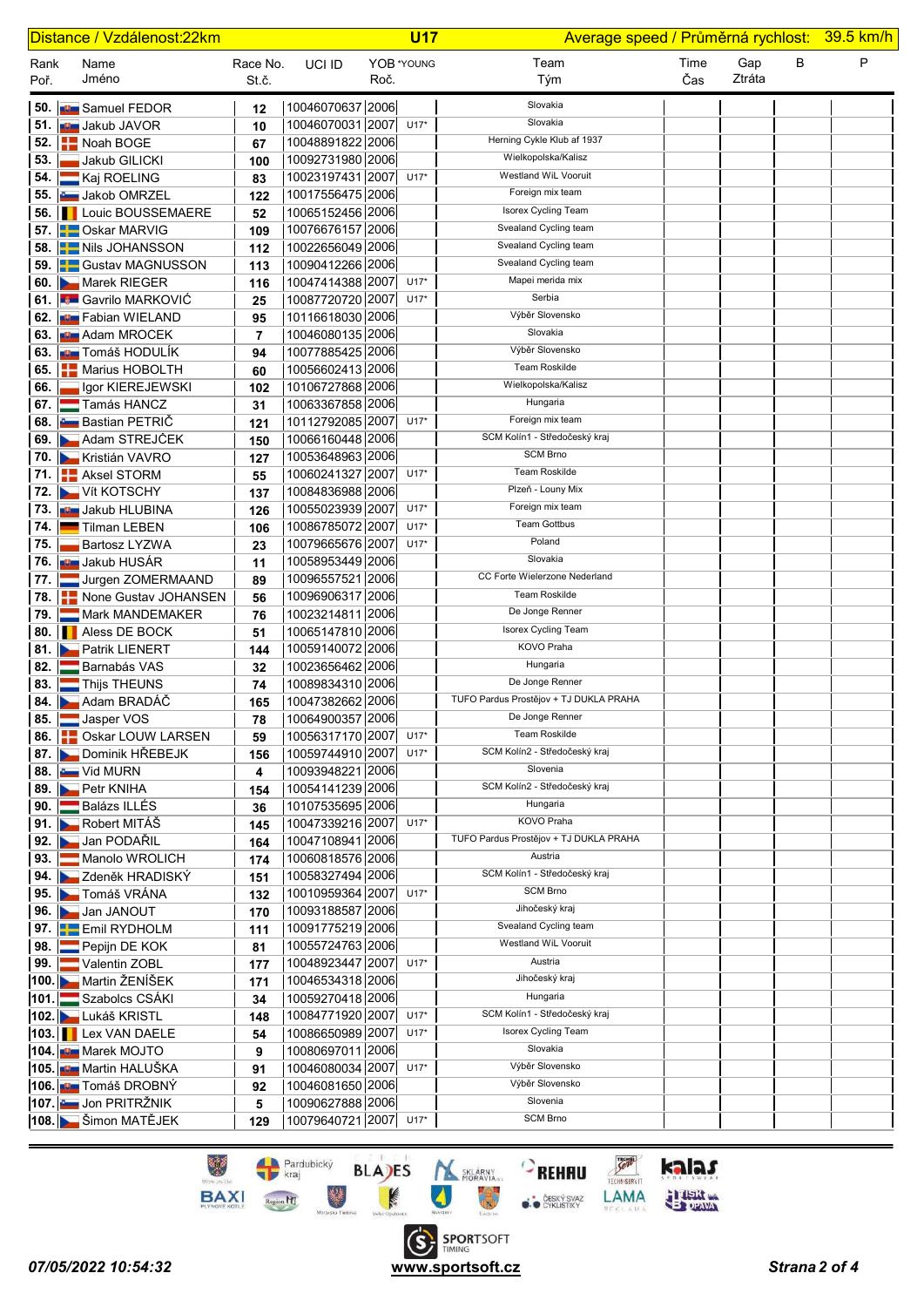| Distance / Vzdálenost:22km | | | | U17 | | Average speed / Průměrná rychlost: | 39.5 km/h | | | |
|---|---|---|---|---|---|---|---|---|---|---|
| Rank Poř. | Name Jméno | Race No. St.č. | UCI ID | YOB Roč. | *YOUNG | Team Tým | Time Čas | Gap Ztráta | B | P |
| 50. | Samuel FEDOR | 12 | 10046070637 | 2006 | | Slovakia | | | | |
| 51. | Jakub JAVOR | 10 | 10046070031 | 2007 | U17* | Slovakia | | | | |
| 52. | Noah BOGE | 67 | 10048891822 | 2006 | | Herning Cykle Klub af 1937 | | | | |
| 53. | Jakub GILICKI | 100 | 10092731980 | 2006 | | Wielkopolska/Kalisz | | | | |
| 54. | Kaj ROELING | 83 | 10023197431 | 2007 | U17* | Westland WiL Vooruit | | | | |
| 55. | Jakob OMRZEL | 122 | 10017556475 | 2006 | | Foreign mix team | | | | |
| 56. | Louic BOUSSEMAERE | 52 | 10065152456 | 2006 | | Isorex Cycling Team | | | | |
| 57. | Oskar MARVIG | 109 | 10076676157 | 2006 | | Svealand Cycling team | | | | |
| 58. | Nils JOHANSSON | 112 | 10022656049 | 2006 | | Svealand Cycling team | | | | |
| 59. | Gustav MAGNUSSON | 113 | 10090412266 | 2006 | | Svealand Cycling team | | | | |
| 60. | Marek RIEGER | 116 | 10047414388 | 2007 | U17* | Mapei merida mix | | | | |
| 61. | Gavrilo MARKOVIĆ | 25 | 10087720720 | 2007 | U17* | Serbia | | | | |
| 62. | Fabian WIELAND | 95 | 10116618030 | 2006 | | Výběr Slovensko | | | | |
| 63. | Adam MROCEK | 7 | 10046080135 | 2006 | | Slovakia | | | | |
| 63. | Tomáš HODULÍK | 94 | 10077885425 | 2006 | | Výběr Slovensko | | | | |
| 65. | Marius HOBOLTH | 60 | 10056602413 | 2006 | | Team Roskilde | | | | |
| 66. | Igor KIEREJEWSKI | 102 | 10106727868 | 2006 | | Wielkopolska/Kalisz | | | | |
| 67. | Tamás HANCZ | 31 | 10063367858 | 2006 | | Hungaria | | | | |
| 68. | Bastian PETRIČ | 121 | 10112792085 | 2007 | U17* | Foreign mix team | | | | |
| 69. | Adam STREJČEK | 150 | 10066160448 | 2006 | | SCM Kolín1 - Středočeský kraj | | | | |
| 70. | Kristián VAVRO | 127 | 10053648963 | 2006 | | SCM Brno | | | | |
| 71. | Aksel STORM | 55 | 10060241327 | 2007 | U17* | Team Roskilde | | | | |
| 72. | Vít KOTSCHY | 137 | 10084836988 | 2006 | | Plzeň - Louny Mix | | | | |
| 73. | Jakub HLUBINA | 126 | 10055023939 | 2007 | U17* | Foreign mix team | | | | |
| 74. | Tilman LEBEN | 106 | 10086785072 | 2007 | U17* | Team Gottbus | | | | |
| 75. | Bartosz LYZWA | 23 | 10079665676 | 2007 | U17* | Poland | | | | |
| 76. | Jakub HUSÁR | 11 | 10058953449 | 2006 | | Slovakia | | | | |
| 77. | Jurgen ZOMERMAAND | 89 | 10096557521 | 2006 | | CC Forte Wielerzone Nederland | | | | |
| 78. | None Gustav JOHANSEN | 56 | 10096906317 | 2006 | | Team Roskilde | | | | |
| 79. | Mark MANDEMAKER | 76 | 10023214811 | 2006 | | De Jonge Renner | | | | |
| 80. | Aless DE BOCK | 51 | 10065147810 | 2006 | | Isorex Cycling Team | | | | |
| 81. | Patrik LIENERT | 144 | 10059140072 | 2006 | | KOVO Praha | | | | |
| 82. | Barnabás VAS | 32 | 10023656462 | 2006 | | Hungaria | | | | |
| 83. | Thijs THEUNS | 74 | 10089834310 | 2006 | | De Jonge Renner | | | | |
| 84. | Adam BRADÁČ | 165 | 10047382662 | 2006 | | TUFO Pardus Prostějov + TJ DUKLA PRAHA | | | | |
| 85. | Jasper VOS | 78 | 10064900357 | 2006 | | De Jonge Renner | | | | |
| 86. | Oskar LOUW LARSEN | 59 | 10056317170 | 2007 | U17* | Team Roskilde | | | | |
| 87. | Dominik HŘEBEJK | 156 | 10059744910 | 2007 | U17* | SCM Kolín2 - Středočeský kraj | | | | |
| 88. | Vid MURN | 4 | 10093948221 | 2006 | | Slovenia | | | | |
| 89. | Petr KNIHA | 154 | 10054141239 | 2006 | | SCM Kolín2 - Středočeský kraj | | | | |
| 90. | Balázs ILLÉS | 36 | 10107535695 | 2006 | | Hungaria | | | | |
| 91. | Robert MITÁŠ | 145 | 10047339216 | 2007 | U17* | KOVO Praha | | | | |
| 92. | Jan PODAŘIL | 164 | 10047108941 | 2006 | | TUFO Pardus Prostějov + TJ DUKLA PRAHA | | | | |
| 93. | Manolo WROLICH | 174 | 10060818576 | 2006 | | Austria | | | | |
| 94. | Zdeněk HRADISKÝ | 151 | 10058327494 | 2006 | | SCM Kolín1 - Středočeský kraj | | | | |
| 95. | Tomáš VRÁNA | 132 | 10010959364 | 2007 | U17* | SCM Brno | | | | |
| 96. | Jan JANOUT | 170 | 10093188587 | 2006 | | Jihočeský kraj | | | | |
| 97. | Emil RYDHOLM | 111 | 10091775219 | 2006 | | Svealand Cycling team | | | | |
| 98. | Pepijn DE KOK | 81 | 10055724763 | 2006 | | Westland WiL Vooruit | | | | |
| 99. | Valentin ZOBL | 177 | 10048923447 | 2007 | U17* | Austria | | | | |
| 100. | Martin ŽENÍŠEK | 171 | 10046534318 | 2006 | | Jihočeský kraj | | | | |
| 101. | Szabolcs CSÁKI | 34 | 10059270418 | 2006 | | Hungaria | | | | |
| 102. | Lukáš KRISTL | 148 | 10084771920 | 2007 | U17* | SCM Kolín1 - Středočeský kraj | | | | |
| 103. | Lex VAN DAELE | 54 | 10086650989 | 2007 | U17* | Isorex Cycling Team | | | | |
| 104. | Marek MOJTO | 9 | 10080697011 | 2006 | | Slovakia | | | | |
| 105. | Martin HALUŠKA | 91 | 10046080034 | 2007 | U17* | Výběr Slovensko | | | | |
| 106. | Tomáš DROBNÝ | 92 | 10046081650 | 2006 | | Výběr Slovensko | | | | |
| 107. | Jon PRITRŽNIK | 5 | 10090627888 | 2006 | | Slovenia | | | | |
| 108. | Šimon MATĚJEK | 129 | 10079640721 | 2007 | U17* | SCM Brno | | | | |

*07/05/2022 10:54:32*

www.sportsoft.cz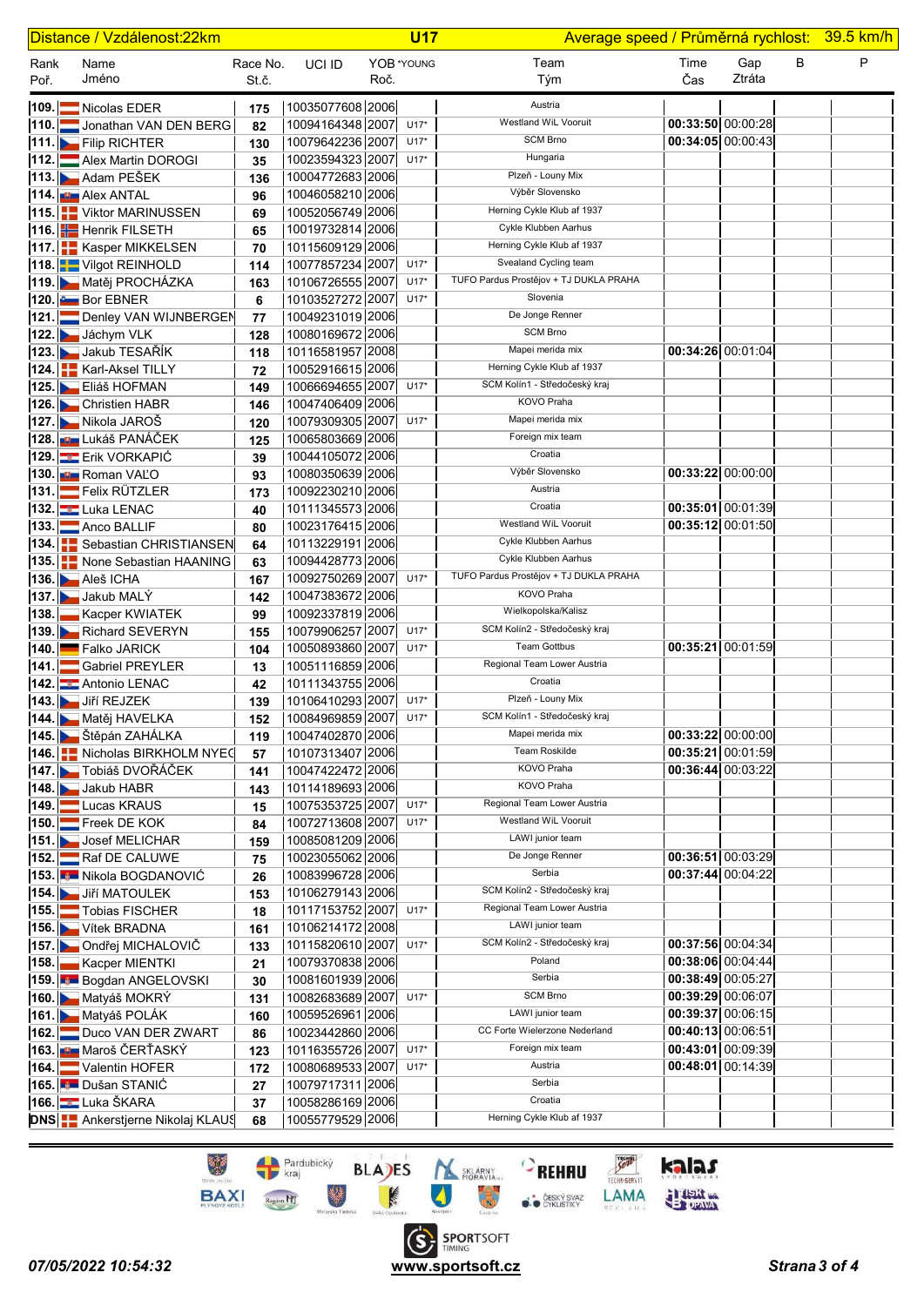Distance / Vzdálenost:22km | **U17** | Average speed / Průměrná rychlost: 39.5 km/h

| Rank Poř. | Name Jméno | Race No. St.č. | UCI ID | YOB Roč. | *YOUNG | Team Tým | Time Čas | Gap Ztráta | B | P |
|---|---|---|---|---|---|---|---|---|---|---|
| 109. | Nicolas EDER | 175 | 10035077608 | 2006 | | Austria | | | | |
| 110. | Jonathan VAN DEN BERG | 82 | 10094164348 | 2007 | U17* | Westland WiL Vooruit | 00:33:50 | 00:00:28 | | |
| 111. | Filip RICHTER | 130 | 10079642236 | 2007 | U17* | SCM Brno | 00:34:05 | 00:00:43 | | |
| 112. | Alex Martin DOROGI | 35 | 10023594323 | 2007 | U17* | Hungaria | | | | |
| 113. | Adam PEŠEK | 136 | 10004772683 | 2006 | | Plzeň - Louny Mix | | | | |
| 114. | Alex ANTAL | 96 | 10046058210 | 2006 | | Výběr Slovensko | | | | |
| 115. | Viktor MARINUSSEN | 69 | 10052056749 | 2006 | | Herning Cykle Klub af 1937 | | | | |
| 116. | Henrik FILSETH | 65 | 10019732814 | 2006 | | Cykle Klubben Aarhus | | | | |
| 117. | Kasper MIKKELSEN | 70 | 10115609129 | 2006 | | Herning Cykle Klub af 1937 | | | | |
| 118. | Vilgot REINHOLD | 114 | 10077857234 | 2007 | U17* | Svealand Cycling team | | | | |
| 119. | Matěj PROCHÁZKA | 163 | 10106726555 | 2007 | U17* | TUFO Pardus Prostějov + TJ DUKLA PRAHA | | | | |
| 120. | Bor EBNER | 6 | 10103527272 | 2007 | U17* | Slovenia | | | | |
| 121. | Denley VAN WIJNBERGEN | 77 | 10049231019 | 2006 | | De Jonge Renner | | | | |
| 122. | Jáchym VLK | 128 | 10080169672 | 2006 | | SCM Brno | | | | |
| 123. | Jakub TESAŘÍK | 118 | 10116581957 | 2008 | | Mapei merida mix | 00:34:26 | 00:01:04 | | |
| 124. | Karl-Aksel TILLY | 72 | 10052916615 | 2006 | | Herning Cykle Klub af 1937 | | | | |
| 125. | Eliáš HOFMAN | 149 | 10066694655 | 2007 | U17* | SCM Kolín1 - Středočeský kraj | | | | |
| 126. | Christien HABR | 146 | 10047406409 | 2006 | | KOVO Praha | | | | |
| 127. | Nikola JAROŠ | 120 | 10079309305 | 2007 | U17* | Mapei merida mix | | | | |
| 128. | Lukáš PANÁČEK | 125 | 10065803669 | 2006 | | Foreign mix team | | | | |
| 129. | Erik VORKAPIĆ | 39 | 10044105072 | 2006 | | Croatia | | | | |
| 130. | Roman VAĽO | 93 | 10080350639 | 2006 | | Výběr Slovensko | 00:33:22 | 00:00:00 | | |
| 131. | Felix RÜTZLER | 173 | 10092230210 | 2006 | | Austria | | | | |
| 132. | Luka LENAC | 40 | 10111345573 | 2006 | | Croatia | 00:35:01 | 00:01:39 | | |
| 133. | Anco BALLIF | 80 | 10023176415 | 2006 | | Westland WiL Vooruit | 00:35:12 | 00:01:50 | | |
| 134. | Sebastian CHRISTIANSEN | 64 | 10113229191 | 2006 | | Cykle Klubben Aarhus | | | | |
| 135. | None Sebastian HAANING | 63 | 10094428773 | 2006 | | Cykle Klubben Aarhus | | | | |
| 136. | Aleš ICHA | 167 | 10092750269 | 2007 | U17* | TUFO Pardus Prostějov + TJ DUKLA PRAHA | | | | |
| 137. | Jakub MALÝ | 142 | 10047383672 | 2006 | | KOVO Praha | | | | |
| 138. | Kacper KWIATEK | 99 | 10092337819 | 2006 | | Wielkopolska/Kalisz | | | | |
| 139. | Richard SEVERYN | 155 | 10079906257 | 2007 | U17* | SCM Kolín2 - Středočeský kraj | | | | |
| 140. | Falko JARICK | 104 | 10050893860 | 2007 | U17* | Team Gottbus | 00:35:21 | 00:01:59 | | |
| 141. | Gabriel PREYLER | 13 | 10051116859 | 2006 | | Regional Team Lower Austria | | | | |
| 142. | Antonio LENAC | 42 | 10111343755 | 2006 | | Croatia | | | | |
| 143. | Jiří REJZEK | 139 | 10106410293 | 2007 | U17* | Plzeň - Louny Mix | | | | |
| 144. | Matěj HAVELKA | 152 | 10084969859 | 2007 | U17* | SCM Kolín1 - Středočeský kraj | | | | |
| 145. | Štěpán ZAHÁLKA | 119 | 10047402870 | 2006 | | Mapei merida mix | 00:33:22 | 00:00:00 | | |
| 146. | Nicholas BIRKHOLM NYEG | 57 | 10107313407 | 2006 | | Team Roskilde | 00:35:21 | 00:01:59 | | |
| 147. | Tobiáš DVOŘÁČEK | 141 | 10047422472 | 2006 | | KOVO Praha | 00:36:44 | 00:03:22 | | |
| 148. | Jakub HABR | 143 | 10114189693 | 2006 | | KOVO Praha | | | | |
| 149. | Lucas KRAUS | 15 | 10075353725 | 2007 | U17* | Regional Team Lower Austria | | | | |
| 150. | Freek DE KOK | 84 | 10072713608 | 2007 | U17* | Westland WiL Vooruit | | | | |
| 151. | Josef MELICHAR | 159 | 10085081209 | 2006 | | LAWI junior team | | | | |
| 152. | Raf DE CALUWE | 75 | 10023055062 | 2006 | | De Jonge Renner | 00:36:51 | 00:03:29 | | |
| 153. | Nikola BOGDANOVIĆ | 26 | 10083996728 | 2006 | | Serbia | 00:37:44 | 00:04:22 | | |
| 154. | Jiří MATOULEK | 153 | 10106279143 | 2006 | | SCM Kolín2 - Středočeský kraj | | | | |
| 155. | Tobias FISCHER | 18 | 10117153752 | 2007 | U17* | Regional Team Lower Austria | | | | |
| 156. | Vítek BRADNA | 161 | 10106214172 | 2008 | | LAWI junior team | | | | |
| 157. | Ondřej MICHALOVIČ | 133 | 10115820610 | 2007 | U17* | SCM Kolín2 - Středočeský kraj | 00:37:56 | 00:04:34 | | |
| 158. | Kacper MIENTKI | 21 | 10079370838 | 2006 | | Poland | 00:38:06 | 00:04:44 | | |
| 159. | Bogdan ANGELOVSKI | 30 | 10081601939 | 2006 | | Serbia | 00:38:49 | 00:05:27 | | |
| 160. | Matyáš MOKRÝ | 131 | 10082683689 | 2007 | U17* | SCM Brno | 00:39:29 | 00:06:07 | | |
| 161. | Matyáš POLÁK | 160 | 10059526961 | 2006 | | LAWI junior team | 00:39:37 | 00:06:15 | | |
| 162. | Duco VAN DER ZWART | 86 | 10023442860 | 2006 | | CC Forte Wielerzone Nederland | 00:40:13 | 00:06:51 | | |
| 163. | Maroš ČERŤASKÝ | 123 | 10116355726 | 2007 | U17* | Foreign mix team | 00:43:01 | 00:09:39 | | |
| 164. | Valentin HOFER | 172 | 10080689533 | 2007 | U17* | Austria | 00:48:01 | 00:14:39 | | |
| 165. | Dušan STANIĆ | 27 | 10079717311 | 2006 | | Serbia | | | | |
| 166. | Luka ŠKARA | 37 | 10058286169 | 2006 | | Croatia | | | | |
| DNS | Ankerstjerne Nikolaj KLAUS | 68 | 10055779529 | 2006 | | Herning Cykle Klub af 1937 | | | | |

*07/05/2022 10:54:32* | **www.sportsoft.cz**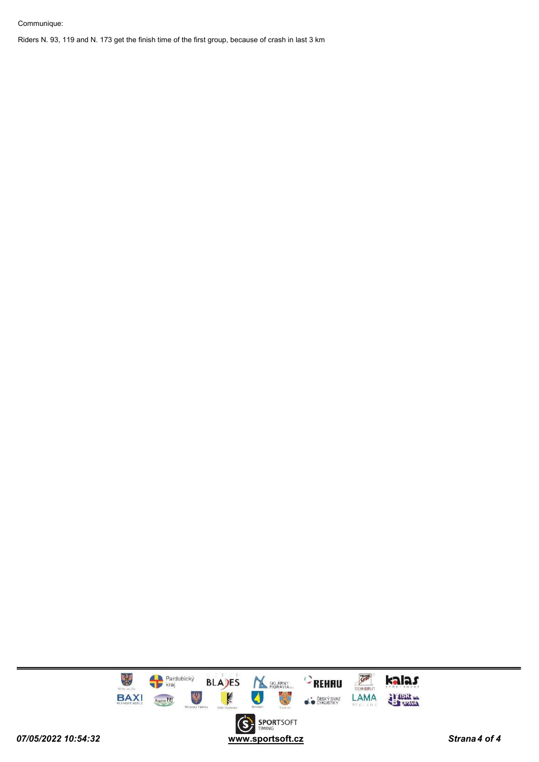Communique:

Riders N. 93, 119 and N. 173 get the finish time of the first group, because of crash in last 3 km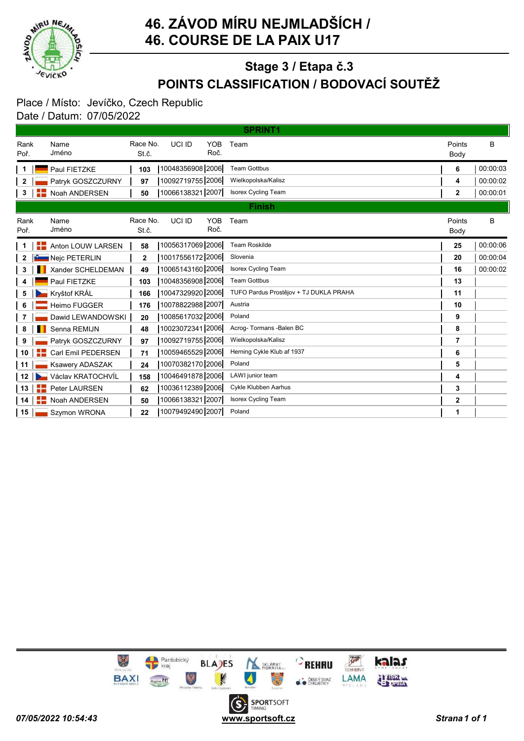# 46. ZÁVOD MÍRU NEJMLADŠÍCH / 46. COURSE DE LA PAIX U17

## Stage 3 / Etapa č.3

## POINTS CLASSIFICATION / BODOVACÍ SOUTĚŽ

Place / Místo: Jevíčko, Czech Republic
Date / Datum: 07/05/2022

### SPRINT1

| Rank Poř. | Name Jméno | Race No. St.č. | UCI ID | YOB Roč. | Team | Points Body | B |
|---|---|---|---|---|---|---|---|
| 1 | Paul FIETZKE | 103 | 10048356908 | 2006 | Team Gottbus | 6 | 00:00:03 |
| 2 | Patryk GOSZCZURNY | 97 | 10092719755 | 2006 | Wielkopolska/Kalisz | 4 | 00:00:02 |
| 3 | Noah ANDERSEN | 50 | 10066138321 | 2007 | Isorex Cycling Team | 2 | 00:00:01 |

### Finish

| Rank Poř. | Name Jméno | Race No. St.č. | UCI ID | YOB Roč. | Team | Points Body | B |
|---|---|---|---|---|---|---|---|
| 1 | Anton LOUW LARSEN | 58 | 10056317069 | 2006 | Team Roskilde | 25 | 00:00:06 |
| 2 | Nejc PETERLIN | 2 | 10017556172 | 2006 | Slovenia | 20 | 00:00:04 |
| 3 | Xander SCHELDEMAN | 49 | 10065143160 | 2006 | Isorex Cycling Team | 16 | 00:00:02 |
| 4 | Paul FIETZKE | 103 | 10048356908 | 2006 | Team Gottbus | 13 | |
| 5 | Kryštof KRÁL | 166 | 10047329920 | 2006 | TUFO Pardus Prostějov + TJ DUKLA PRAHA | 11 | |
| 6 | Heimo FUGGER | 176 | 10078822988 | 2007 | Austria | 10 | |
| 7 | Dawid LEWANDOWSKI | 20 | 10085617032 | 2006 | Poland | 9 | |
| 8 | Senna REMIJN | 48 | 10023072341 | 2006 | Acrog- Tormans -Balen BC | 8 | |
| 9 | Patryk GOSZCZURNY | 97 | 10092719755 | 2006 | Wielkopolska/Kalisz | 7 | |
| 10 | Carl Emil PEDERSEN | 71 | 10059465529 | 2006 | Herning Cykle Klub af 1937 | 6 | |
| 11 | Ksawery ADASZAK | 24 | 10070382170 | 2006 | Poland | 5 | |
| 12 | Václav KRATOCHVÍL | 158 | 10046491878 | 2006 | LAWI junior team | 4 | |
| 13 | Peter LAURSEN | 62 | 10036112389 | 2006 | Cykle Klubben Aarhus | 3 | |
| 14 | Noah ANDERSEN | 50 | 10066138321 | 2007 | Isorex Cycling Team | 2 | |
| 15 | Szymon WRONA | 22 | 10079492490 | 2007 | Poland | 1 | |

07/05/2022 10:54:43 www.sportsoft.cz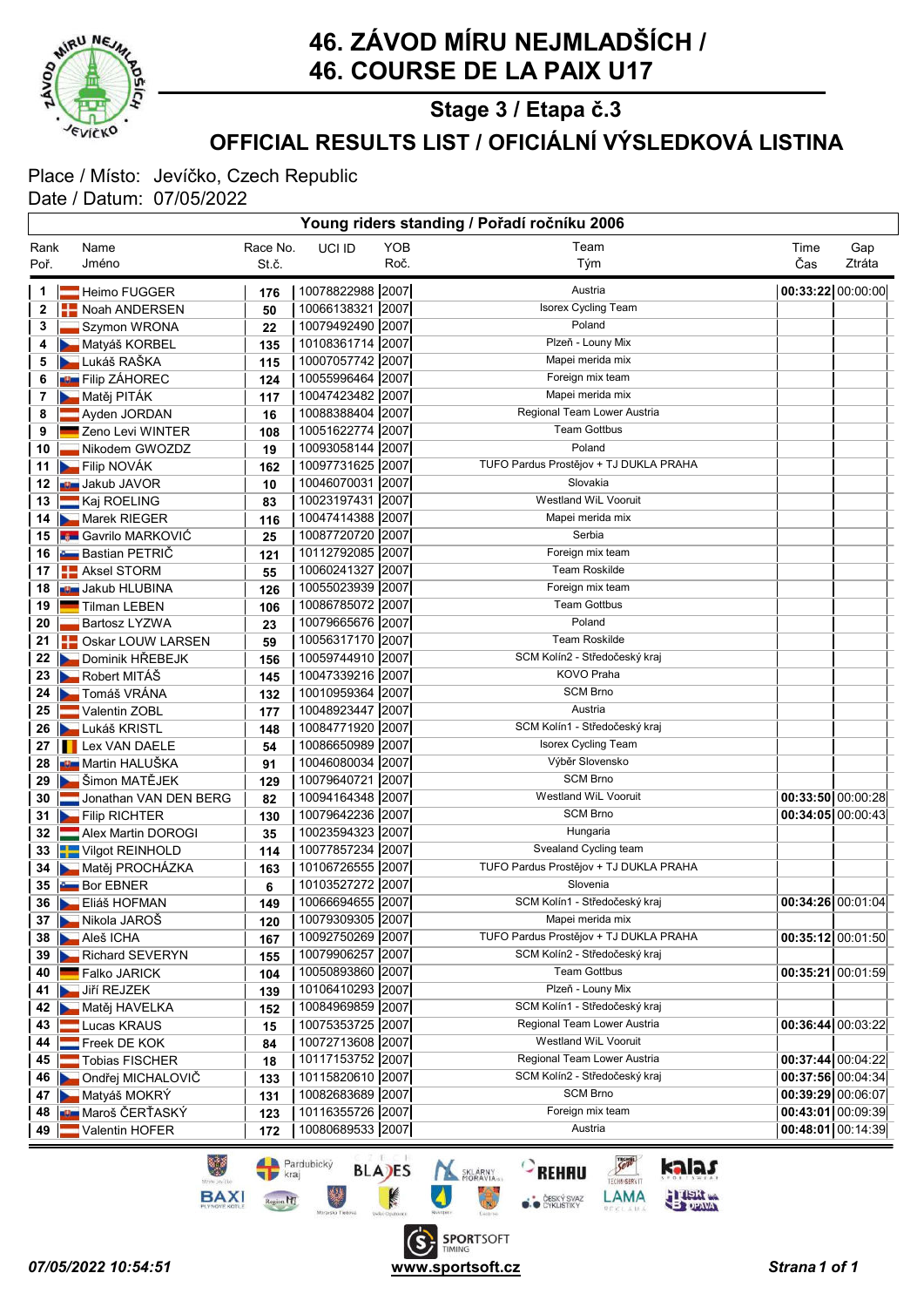# 46. ZÁVOD MÍRU NEJMLADŠÍCH / 46. COURSE DE LA PAIX U17

## Stage 3 / Etapa č.3

## OFFICIAL RESULTS LIST / OFICIÁLNÍ VÝSLEDKOVÁ LISTINA

Place / Místo: Jevíčko, Czech Republic
Date / Datum: 07/05/2022

**Young riders standing / Pořadí ročníku 2006**

| Rank Poř. | Name Jméno | Race No. St.č. | UCI ID | YOB Roč. | Team Tým | Time Čas | Gap Ztráta |
|---|---|---|---|---|---|---|---|
| 1 | Heimo FUGGER | 176 | 10078822988 | 2007 | Austria | 00:33:22 | 00:00:00 |
| 2 | Noah ANDERSEN | 50 | 10066138321 | 2007 | Isorex Cycling Team | | |
| 3 | Szymon WRONA | 22 | 10079492490 | 2007 | Poland | | |
| 4 | Matyáš KORBEL | 135 | 10108361714 | 2007 | Plzeň - Louny Mix | | |
| 5 | Lukáš RAŠKA | 115 | 10007057742 | 2007 | Mapei merida mix | | |
| 6 | Filip ZÁHOREC | 124 | 10055996464 | 2007 | Foreign mix team | | |
| 7 | Matěj PITÁK | 117 | 10047423482 | 2007 | Mapei merida mix | | |
| 8 | Ayden JORDAN | 16 | 10088388404 | 2007 | Regional Team Lower Austria | | |
| 9 | Zeno Levi WINTER | 108 | 10051622774 | 2007 | Team Gottbus | | |
| 10 | Nikodem GWOZDZ | 19 | 10093058144 | 2007 | Poland | | |
| 11 | Filip NOVÁK | 162 | 10097731625 | 2007 | TUFO Pardus Prostějov + TJ DUKLA PRAHA | | |
| 12 | Jakub JAVOR | 10 | 10046070031 | 2007 | Slovakia | | |
| 13 | Kaj ROELING | 83 | 10023197431 | 2007 | Westland WiL Vooruit | | |
| 14 | Marek RIEGER | 116 | 10047414388 | 2007 | Mapei merida mix | | |
| 15 | Gavrilo MARKOVIĆ | 25 | 10087720720 | 2007 | Serbia | | |
| 16 | Bastian PETRIČ | 121 | 10112792085 | 2007 | Foreign mix team | | |
| 17 | Aksel STORM | 55 | 10060241327 | 2007 | Team Roskilde | | |
| 18 | Jakub HLUBINA | 126 | 10055023939 | 2007 | Foreign mix team | | |
| 19 | Tilman LEBEN | 106 | 10086785072 | 2007 | Team Gottbus | | |
| 20 | Bartosz LYZWA | 23 | 10079665676 | 2007 | Poland | | |
| 21 | Oskar LOUW LARSEN | 59 | 10056317170 | 2007 | Team Roskilde | | |
| 22 | Dominik HŘEBEJK | 156 | 10059744910 | 2007 | SCM Kolín2 - Středočeský kraj | | |
| 23 | Robert MITÁŠ | 145 | 10047339216 | 2007 | KOVO Praha | | |
| 24 | Tomáš VRÁNA | 132 | 10010959364 | 2007 | SCM Brno | | |
| 25 | Valentin ZOBL | 177 | 10048923447 | 2007 | Austria | | |
| 26 | Lukáš KRISTL | 148 | 10084771920 | 2007 | SCM Kolín1 - Středočeský kraj | | |
| 27 | Lex VAN DAELE | 54 | 10086650989 | 2007 | Isorex Cycling Team | | |
| 28 | Martin HALUŠKA | 91 | 10046080034 | 2007 | Výběr Slovensko | | |
| 29 | Šimon MATĚJEK | 129 | 10079640721 | 2007 | SCM Brno | | |
| 30 | Jonathan VAN DEN BERG | 82 | 10094164348 | 2007 | Westland WiL Vooruit | 00:33:50 | 00:00:28 |
| 31 | Filip RICHTER | 130 | 10079642236 | 2007 | SCM Brno | 00:34:05 | 00:00:43 |
| 32 | Alex Martin DOROGI | 35 | 10023594323 | 2007 | Hungaria | | |
| 33 | Vilgot REINHOLD | 114 | 10077857234 | 2007 | Svealand Cycling team | | |
| 34 | Matěj PROCHÁZKA | 163 | 10106726555 | 2007 | TUFO Pardus Prostějov + TJ DUKLA PRAHA | | |
| 35 | Bor EBNER | 6 | 10103527272 | 2007 | Slovenia | | |
| 36 | Eliáš HOFMAN | 149 | 10066694655 | 2007 | SCM Kolín1 - Středočeský kraj | 00:34:26 | 00:01:04 |
| 37 | Nikola JAROŠ | 120 | 10079309305 | 2007 | Mapei merida mix | | |
| 38 | Aleš ICHA | 167 | 10092750269 | 2007 | TUFO Pardus Prostějov + TJ DUKLA PRAHA | 00:35:12 | 00:01:50 |
| 39 | Richard SEVERYN | 155 | 10079906257 | 2007 | SCM Kolín2 - Středočeský kraj | | |
| 40 | Falko JARICK | 104 | 10050893860 | 2007 | Team Gottbus | 00:35:21 | 00:01:59 |
| 41 | Jiří REJZEK | 139 | 10106410293 | 2007 | Plzeň - Louny Mix | | |
| 42 | Matěj HAVELKA | 152 | 10084969859 | 2007 | SCM Kolín1 - Středočeský kraj | | |
| 43 | Lucas KRAUS | 15 | 10075353725 | 2007 | Regional Team Lower Austria | 00:36:44 | 00:03:22 |
| 44 | Freek DE KOK | 84 | 10072713608 | 2007 | Westland WiL Vooruit | | |
| 45 | Tobias FISCHER | 18 | 10117153752 | 2007 | Regional Team Lower Austria | 00:37:44 | 00:04:22 |
| 46 | Ondřej MICHALOVIČ | 133 | 10115820610 | 2007 | SCM Kolín2 - Středočeský kraj | 00:37:56 | 00:04:34 |
| 47 | Matyáš MOKRÝ | 131 | 10082683689 | 2007 | SCM Brno | 00:39:29 | 00:06:07 |
| 48 | Maroš ČERŤASKÝ | 123 | 10116355726 | 2007 | Foreign mix team | 00:43:01 | 00:09:39 |
| 49 | Valentin HOFER | 172 | 10080689533 | 2007 | Austria | 00:48:01 | 00:14:39 |

*07/05/2022 10:54:51*

www.sportsoft.cz